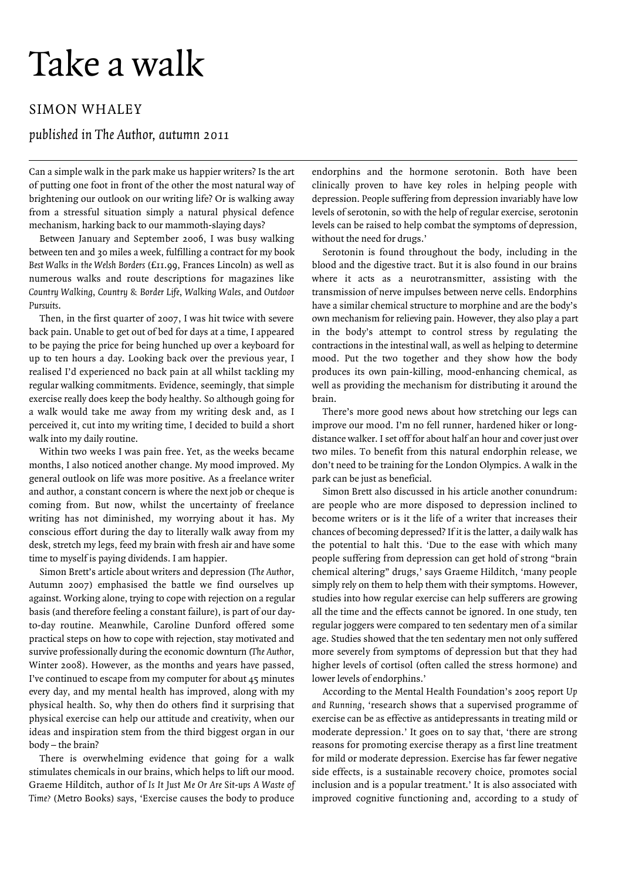# Take a walk

## SIMON WHALEY

*published in The Author, autumn 2011*

Can a simple walk in the park make us happier writers? Is the art of putting one foot in front of the other the most natural way of brightening our outlook on our writing life? Or is walking away from a stressful situation simply a natural physical defence mechanism, harking back to our mammoth-slaying days?

Between January and September 2006, I was busy walking between ten and 30 miles a week, fulfilling a contract for my book *Best Walks in the Welsh Borders* (£11.99, Frances Lincoln) as well as numerous walks and route descriptions for magazines like *Country Walking*, *Country & Border Life*, *Walking Wales*, and *Outdoor Pursuits*.

Then, in the first quarter of 2007, I was hit twice with severe back pain. Unable to get out of bed for days at a time, I appeared to be paying the price for being hunched up over a keyboard for up to ten hours a day. Looking back over the previous year, I realised I'd experienced no back pain at all whilst tackling my regular walking commitments. Evidence, seemingly, that simple exercise really does keep the body healthy. So although going for a walk would take me away from my writing desk and, as I perceived it, cut into my writing time, I decided to build a short walk into my daily routine.

Within two weeks I was pain free. Yet, as the weeks became months, I also noticed another change. My mood improved. My general outlook on life was more positive. As a freelance writer and author, a constant concern is where the next job or cheque is coming from. But now, whilst the uncertainty of freelance writing has not diminished, my worrying about it has. My conscious effort during the day to literally walk away from my desk, stretch my legs, feed my brain with fresh air and have some time to myself is paying dividends. I am happier.

Simon Brett's article about writers and depression (*The Author*, Autumn 2007) emphasised the battle we find ourselves up against. Working alone, trying to cope with rejection on a regular basis (and therefore feeling a constant failure), is part of our day-to-day routine. Meanwhile, Caroline Dunford offered some practical steps on how to cope with rejection, stay motivated and survive professionally during the economic downturn (*The Author*, Winter 2008). However, as the months and years have passed, I've continued to escape from my computer for about 45 minutes every day, and my mental health has improved, along with my physical health. So, why then do others find it surprising that physical exercise can help our attitude and creativity, when our ideas and inspiration stem from the third biggest organ in our body – the brain?

There is overwhelming evidence that going for a walk stimulates chemicals in our brains, which helps to lift our mood. Graeme Hilditch, author of *Is It Just Me Or Are Sit-ups A Waste of Time?* (Metro Books) says, 'Exercise causes the body to produce endorphins and the hormone serotonin. Both have been clinically proven to have key roles in helping people with depression. People suffering from depression invariably have low levels of serotonin, so with the help of regular exercise, serotonin levels can be raised to help combat the symptoms of depression, without the need for drugs.'

Serotonin is found throughout the body, including in the blood and the digestive tract. But it is also found in our brains where it acts as a neurotransmitter, assisting with the transmission of nerve impulses between nerve cells. Endorphins have a similar chemical structure to morphine and are the body's own mechanism for relieving pain. However, they also play a part in the body's attempt to control stress by regulating the contractions in the intestinal wall, as well as helping to determine mood. Put the two together and they show how the body produces its own pain-killing, mood-enhancing chemical, as well as providing the mechanism for distributing it around the brain.

There's more good news about how stretching our legs can improve our mood. I'm no fell runner, hardened hiker or long-distance walker. I set off for about half an hour and cover just over two miles. To benefit from this natural endorphin release, we don't need to be training for the London Olympics. A walk in the park can be just as beneficial.

Simon Brett also discussed in his article another conundrum: are people who are more disposed to depression inclined to become writers or is it the life of a writer that increases their chances of becoming depressed? If it is the latter, a daily walk has the potential to halt this. 'Due to the ease with which many people suffering from depression can get hold of strong "brain chemical altering" drugs,' says Graeme Hilditch, 'many people simply rely on them to help them with their symptoms. However, studies into how regular exercise can help sufferers are growing all the time and the effects cannot be ignored. In one study, ten regular joggers were compared to ten sedentary men of a similar age. Studies showed that the ten sedentary men not only suffered more severely from symptoms of depression but that they had higher levels of cortisol (often called the stress hormone) and lower levels of endorphins.'

According to the Mental Health Foundation's 2005 report *Up and Running*, 'research shows that a supervised programme of exercise can be as effective as antidepressants in treating mild or moderate depression.' It goes on to say that, 'there are strong reasons for promoting exercise therapy as a first line treatment for mild or moderate depression. Exercise has far fewer negative side effects, is a sustainable recovery choice, promotes social inclusion and is a popular treatment.' It is also associated with improved cognitive functioning and, according to a study of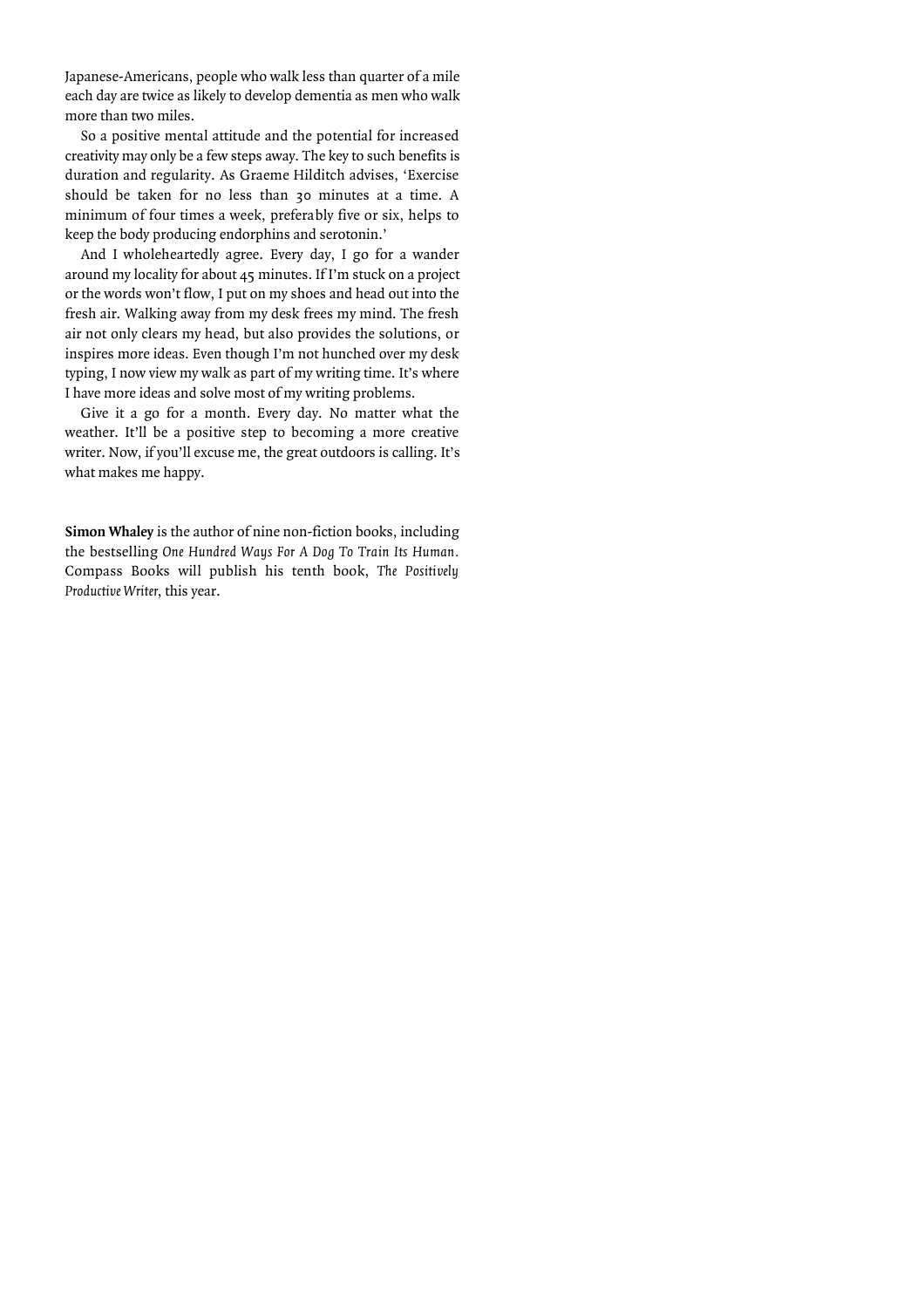Japanese-Americans, people who walk less than quarter of a mile each day are twice as likely to develop dementia as men who walk more than two miles.

So a positive mental attitude and the potential for increased creativity may only be a few steps away. The key to such benefits is duration and regularity. As Graeme Hilditch advises, 'Exercise should be taken for no less than 30 minutes at a time. A minimum of four times a week, preferably five or six, helps to keep the body producing endorphins and serotonin.'

And I wholeheartedly agree. Every day, I go for a wander around my locality for about 45 minutes. If I'm stuck on a project or the words won't flow, I put on my shoes and head out into the fresh air. Walking away from my desk frees my mind. The fresh air not only clears my head, but also provides the solutions, or inspires more ideas. Even though I'm not hunched over my desk typing, I now view my walk as part of my writing time. It's where I have more ideas and solve most of my writing problems.

Give it a go for a month. Every day. No matter what the weather. It'll be a positive step to becoming a more creative writer. Now, if you'll excuse me, the great outdoors is calling. It's what makes me happy.

**Simon Whaley** is the author of nine non-fiction books, including the bestselling *One Hundred Ways For A Dog To Train Its Human.* Compass Books will publish his tenth book, *The Positively Productive Writer*, this year.